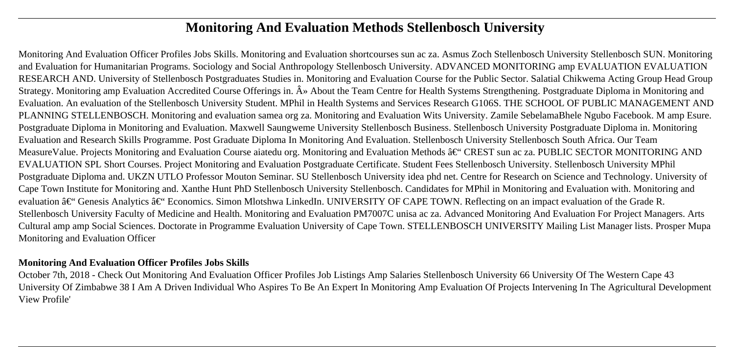# Monitoring And Evaluation Methods Stellenbosch University

Monitoring And Evaluation Officer Profiles Jobs Skills. Monitoring and Evaluation shortcourses sun ac za. Asmus Zoch Stellenbosch University Stellenbosch SUN. Monitoring and Evaluation for Humanitarian Programs. Sociology and Social Anthropology Stellenbosch University. ADVANCED MONITORING amp EVALUATION EVALUATION RESEARCH AND. University of Stellenbosch Postgraduates Studies in. Monitoring and Evaluation Course for the Public Sector. Salatial Chikwema Acting Group Head Group Strategy. Monitoring amp Evaluation Accredited Course Offerings in. Â» About the Team Centre for Health Systems Strengthening. Postgraduate Diploma in Monitoring and Evaluation. An evaluation of the Stellenbosch University Student. MPhil in Health Systems and Services Research G106S. THE SCHOOL OF PUBLIC MANAGEMENT AND PLANNING STELLENBOSCH. Monitoring and evaluation samea org za. Monitoring and Evaluation Wits University. Zamile SebelamaBhele Ngubo Facebook. M amp Esure. Postgraduate Diploma in Monitoring and Evaluation. Maxwell Saungweme University Stellenbosch Business. Stellenbosch University Postgraduate Diploma in. Monitoring Evaluation and Research Skills Programme. Post Graduate Diploma In Monitoring And Evaluation. Stellenbosch University Stellenbosch South Africa. Our Team MeasureValue. Projects Monitoring and Evaluation Course aiatedu org. Monitoring and Evaluation Methods â€" CREST sun ac za. PUBLIC SECTOR MONITORING AND EVALUATION SPL Short Courses. Project Monitoring and Evaluation Postgraduate Certificate. Student Fees Stellenbosch University. Stellenbosch University MPhil Postgraduate Diploma and. UKZN UTLO Professor Mouton Seminar. SU Stellenbosch University idea phd net. Centre for Research on Science and Technology. University of Cape Town Institute for Monitoring and. Xanthe Hunt PhD Stellenbosch University Stellenbosch. Candidates for MPhil in Monitoring and Evaluation with. Monitoring and evaluation â€" Genesis Analytics â€" Economics. Simon Mlotshwa LinkedIn. UNIVERSITY OF CAPE TOWN. Reflecting on an impact evaluation of the Grade R. Stellenbosch University Faculty of Medicine and Health. Monitoring and Evaluation PM7007C unisa ac za. Advanced Monitoring And Evaluation For Project Managers. Arts Cultural amp amp Social Sciences. Doctorate in Programme Evaluation University of Cape Town. STELLENBOSCH UNIVERSITY Mailing List Manager lists. Prosper Mupa Monitoring and Evaluation Officer

## Monitoring And Evaluation Officer Profiles Jobs Skills

October 7th, 2018 - Check Out Monitoring And Evaluation Officer Profiles Job Listings Amp Salaries Stellenbosch University 66 University Of The Western Cape 43 University Of Zimbabwe 38 I Am A Driven Individual Who Aspires To Be An Expert In Monitoring Amp Evaluation Of Projects Intervening In The Agricultural Development View Profile'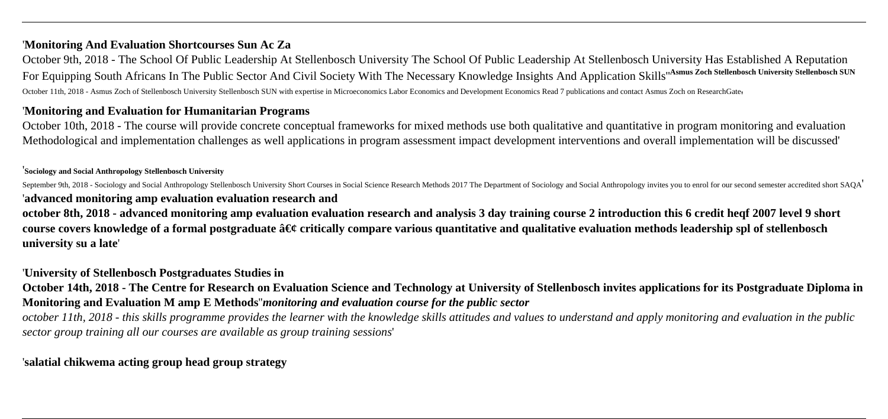## 'Monitoring And Evaluation Shortcourses Sun Ac Za

October 9th, 2018 - The School Of Public Leadership At Stellenbosch University The School Of Public Leadership At Stellenbosch University Has Established A Reputation For Equipping South Africans In The Public Sector And Civil Society With The Necessary Knowledge Insights And Application Skills''**Asmus Zoch Stellenbosch University Stellenbosch SUN**

October 11th, 2018 - Asmus Zoch of Stellenbosch University Stellenbosch SUN with expertise in Microeconomics Labor Economics and Development Economics Read 7 publications and contact Asmus Zoch on ResearchGate,

## 'Monitoring and Evaluation for Humanitarian Programs

October 10th, 2018 - The course will provide concrete conceptual frameworks for mixed methods use both qualitative and quantitative in program monitoring and evaluation Methodological and implementation challenges as well applications in program assessment impact development interventions and overall implementation will be discussed'

**'Sociology and Social Anthropology Stellenbosch University**

September 9th, 2018 - Sociology and Social Anthropology Stellenbosch University Short Courses in Social Science Research Methods 2017 The Department of Sociology and Social Anthropology invites you to enrol for our second semester accredited short SAQA'

**'advanced monitoring amp evaluation evaluation research and**

**october 8th, 2018 - advanced monitoring amp evaluation evaluation research and analysis 3 day training course 2 introduction this 6 credit heqf 2007 level 9 short course covers knowledge of a formal postgraduate â€¢ critically compare various quantitative and qualitative evaluation methods leadership spl of stellenbosch university su a late'**

**'University of Stellenbosch Postgraduates Studies in**

**October 14th, 2018 - The Centre for Research on Evaluation Science and Technology at University of Stellenbosch invites applications for its Postgraduate Diploma in Monitoring and Evaluation M amp E Methods''*monitoring and evaluation course for the public sector***

*october 11th, 2018 - this skills programme provides the learner with the knowledge skills attitudes and values to understand and apply monitoring and evaluation in the public sector group training all our courses are available as group training sessions'*

**'salatial chikwema acting group head group strategy**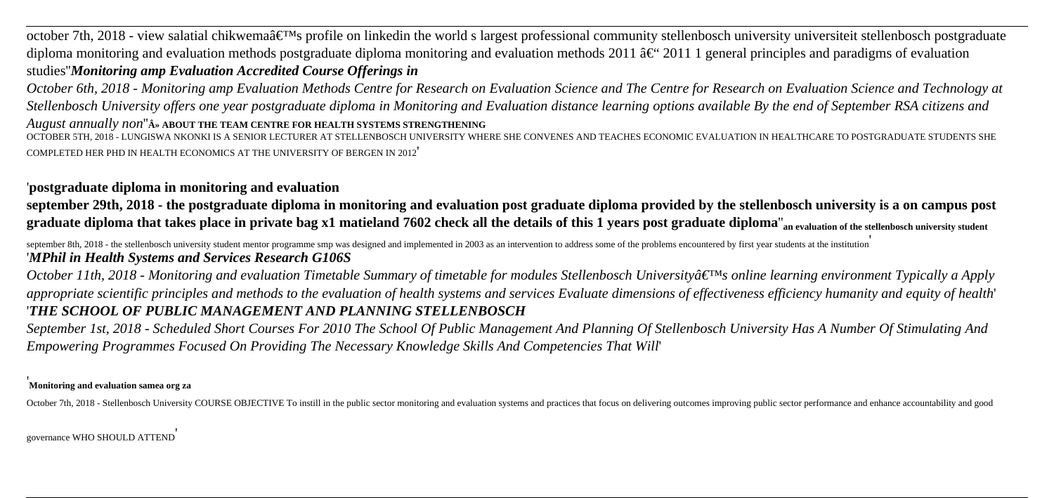october 7th, 2018 - view salatial chikwemaâ€™s profile on linkedin the world s largest professional community stellenbosch university universiteit stellenbosch postgraduate diploma monitoring and evaluation methods postgraduate diploma monitoring and evaluation methods 2011 â€“ 2011 1 general principles and paradigms of evaluation studies''*Monitoring amp Evaluation Accredited Course Offerings in*

*October 6th, 2018 - Monitoring amp Evaluation Methods Centre for Research on Evaluation Science and The Centre for Research on Evaluation Science and Technology at Stellenbosch University offers one year postgraduate diploma in Monitoring and Evaluation distance learning options available By the end of September RSA citizens and August annually non*''Â» ABOUT THE TEAM CENTRE FOR HEALTH SYSTEMS STRENGTHENING

OCTOBER 5TH, 2018 - LUNGISWA NKONKI IS A SENIOR LECTURER AT STELLENBOSCH UNIVERSITY WHERE SHE CONVENES AND TEACHES ECONOMIC EVALUATION IN HEALTHCARE TO POSTGRADUATE STUDENTS SHE COMPLETED HER PHD IN HEALTH ECONOMICS AT THE UNIVERSITY OF BERGEN IN 2012'

'**postgraduate diploma in monitoring and evaluation**

**september 29th, 2018 - the postgraduate diploma in monitoring and evaluation post graduate diploma provided by the stellenbosch university is a on campus post graduate diploma that takes place in private bag x1 matieland 7602 check all the details of this 1 years post graduate diploma**''**an evaluation of the stellenbosch university student**

september 8th, 2018 - the stellenbosch university student mentor programme smp was designed and implemented in 2003 as an intervention to address some of the problems encountered by first year students at the institution'

'***MPhil in Health Systems and Services Research G106S***

*October 11th, 2018 - Monitoring and evaluation Timetable Summary of timetable for modules Stellenbosch Universityâ€™s online learning environment Typically a Apply appropriate scientific principles and methods to the evaluation of health systems and services Evaluate dimensions of effectiveness efficiency humanity and equity of health*'

'***THE SCHOOL OF PUBLIC MANAGEMENT AND PLANNING STELLENBOSCH***

*September 1st, 2018 - Scheduled Short Courses For 2010 The School Of Public Management And Planning Of Stellenbosch University Has A Number Of Stimulating And Empowering Programmes Focused On Providing The Necessary Knowledge Skills And Competencies That Will*'

'**Monitoring and evaluation samea org za**

October 7th, 2018 - Stellenbosch University COURSE OBJECTIVE To instill in the public sector monitoring and evaluation systems and practices that focus on delivering outcomes improving public sector performance and enhance accountability and good governance WHO SHOULD ATTEND'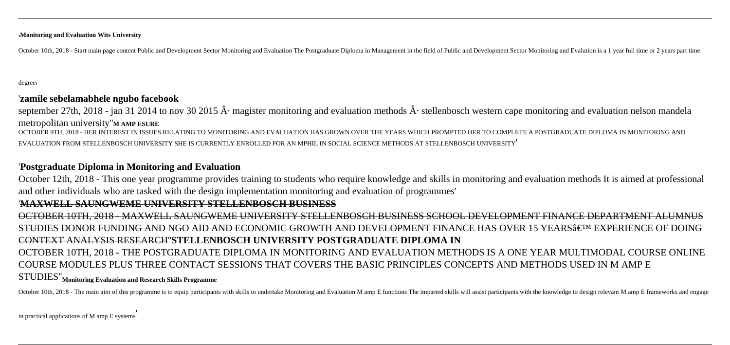'**Monitoring and Evaluation Wits University**

October 10th, 2018 - Start main page content Public and Development Sector Monitoring and Evaluation The Postgraduate Diploma in Management in the field of Public and Development Sector Monitoring and Evalution is a 1 year full time or 2 years part time degree'

## 'zamile sebelamabhele ngubo facebook

september 27th, 2018 - jan 31 2014 to nov 30 2015 Â· magister monitoring and evaluation methods Â· stellenbosch western cape monitoring and evaluation nelson mandela metropolitan university''**M AMP ESURE**

OCTOBER 9TH, 2018 - HER INTEREST IN ISSUES RELATING TO MONITORING AND EVALUATION HAS GROWN OVER THE YEARS WHICH PROMPTED HER TO COMPLETE A POSTGRADUATE DIPLOMA IN MONITORING AND EVALUATION FROM STELLENBOSCH UNIVERSITY SHE IS CURRENTLY ENROLLED FOR AN MPHIL IN SOCIAL SCIENCE METHODS AT STELLENBOSCH UNIVERSITY'

## 'Postgraduate Diploma in Monitoring and Evaluation

October 12th, 2018 - This one year programme provides training to students who require knowledge and skills in monitoring and evaluation methods It is aimed at professional and other individuals who are tasked with the design implementation monitoring and evaluation of programmes'

## 'MAXWELL SAUNGWEME UNIVERSITY STELLENBOSCH BUSINESS

OCTOBER 10TH, 2018 - MAXWELL SAUNGWEME UNIVERSITY STELLENBOSCH BUSINESS SCHOOL DEVELOPMENT FINANCE DEPARTMENT ALUMNUS STUDIES DONOR FUNDING AND NGO AID AND ECONOMIC GROWTH AND DEVELOPMENT FINANCE HAS OVER 15 YEARSâ€™ EXPERIENCE OF DOING CONTEXT ANALYSIS RESEARCH''**STELLENBOSCH UNIVERSITY POSTGRADUATE DIPLOMA IN**

OCTOBER 10TH, 2018 - THE POSTGRADUATE DIPLOMA IN MONITORING AND EVALUATION METHODS IS A ONE YEAR MULTIMODAL COURSE ONLINE COURSE MODULES PLUS THREE CONTACT SESSIONS THAT COVERS THE BASIC PRINCIPLES CONCEPTS AND METHODS USED IN M AMP E STUDIES''**Monitoring Evaluation and Research Skills Programme**

October 10th, 2018 - The main aim of this programme is to equip participants with skills to undertake Monitoring and Evaluation M amp E functions The imparted skills will assist participants with the knowledge to design relevant M amp E frameworks and engage in practical applications of M amp E systems'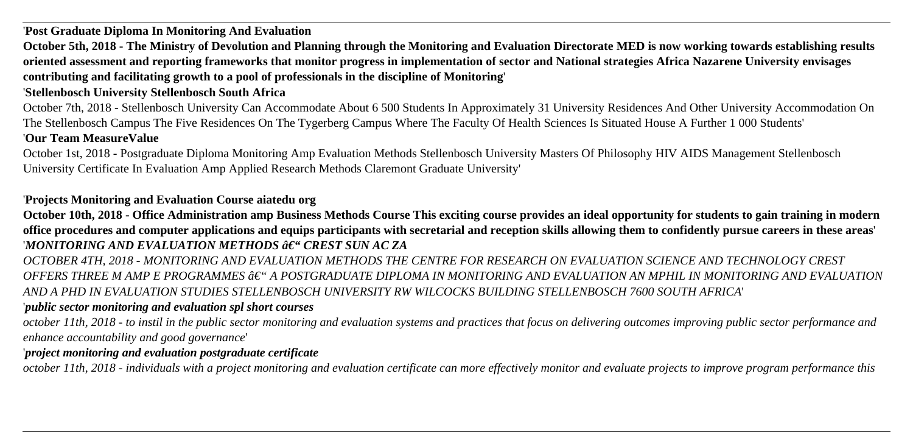'**Post Graduate Diploma In Monitoring And Evaluation**

**October 5th, 2018 - The Ministry of Devolution and Planning through the Monitoring and Evaluation Directorate MED is now working towards establishing results oriented assessment and reporting frameworks that monitor progress in implementation of sector and National strategies Africa Nazarene University envisages contributing and facilitating growth to a pool of professionals in the discipline of Monitoring**'

'**Stellenbosch University Stellenbosch South Africa**

October 7th, 2018 - Stellenbosch University Can Accommodate About 6 500 Students In Approximately 31 University Residences And Other University Accommodation On The Stellenbosch Campus The Five Residences On The Tygerberg Campus Where The Faculty Of Health Sciences Is Situated House A Further 1 000 Students'

'**Our Team MeasureValue**

October 1st, 2018 - Postgraduate Diploma Monitoring Amp Evaluation Methods Stellenbosch University Masters Of Philosophy HIV AIDS Management Stellenbosch University Certificate In Evaluation Amp Applied Research Methods Claremont Graduate University'

'**Projects Monitoring and Evaluation Course aiatedu org**

**October 10th, 2018 - Office Administration amp Business Methods Course This exciting course provides an ideal opportunity for students to gain training in modern office procedures and computer applications and equips participants with secretarial and reception skills allowing them to confidently pursue careers in these areas**'

'***MONITORING AND EVALUATION METHODS â€" CREST SUN AC ZA***

*OCTOBER 4TH, 2018 - MONITORING AND EVALUATION METHODS THE CENTRE FOR RESEARCH ON EVALUATION SCIENCE AND TECHNOLOGY CREST OFFERS THREE M AMP E PROGRAMMES â€" A POSTGRADUATE DIPLOMA IN MONITORING AND EVALUATION AN MPHIL IN MONITORING AND EVALUATION AND A PHD IN EVALUATION STUDIES STELLENBOSCH UNIVERSITY RW WILCOCKS BUILDING STELLENBOSCH 7600 SOUTH AFRICA*'

'***public sector monitoring and evaluation spl short courses***

*october 11th, 2018 - to instil in the public sector monitoring and evaluation systems and practices that focus on delivering outcomes improving public sector performance and enhance accountability and good governance*'

'***project monitoring and evaluation postgraduate certificate***

*october 11th, 2018 - individuals with a project monitoring and evaluation certificate can more effectively monitor and evaluate projects to improve program performance this*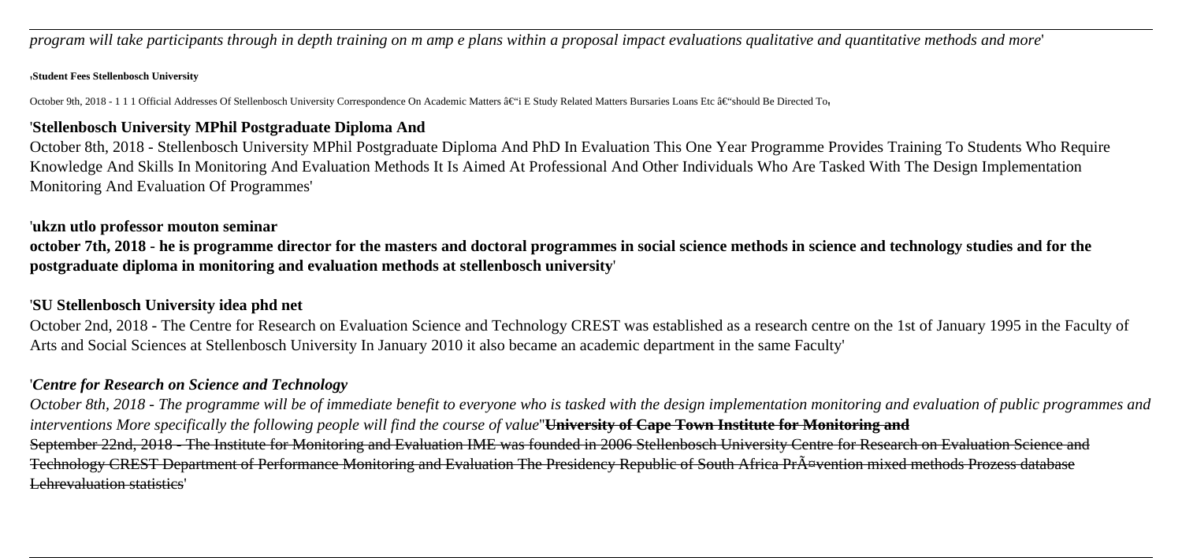*program will take participants through in depth training on m amp e plans within a proposal impact evaluations qualitative and quantitative methods and more*'

'**Student Fees Stellenbosch University**

October 9th, 2018 - 1 1 1 Official Addresses Of Stellenbosch University Correspondence On Academic Matters â€"i E Study Related Matters Bursaries Loans Etc â€"should Be Directed To'

## 'Stellenbosch University MPhil Postgraduate Diploma And

October 8th, 2018 - Stellenbosch University MPhil Postgraduate Diploma And PhD In Evaluation This One Year Programme Provides Training To Students Who Require Knowledge And Skills In Monitoring And Evaluation Methods It Is Aimed At Professional And Other Individuals Who Are Tasked With The Design Implementation Monitoring And Evaluation Of Programmes'

## 'ukzn utlo professor mouton seminar

**october 7th, 2018 - he is programme director for the masters and doctoral programmes in social science methods in science and technology studies and for the postgraduate diploma in monitoring and evaluation methods at stellenbosch university**'

## 'SU Stellenbosch University idea phd net

October 2nd, 2018 - The Centre for Research on Evaluation Science and Technology CREST was established as a research centre on the 1st of January 1995 in the Faculty of Arts and Social Sciences at Stellenbosch University In January 2010 it also became an academic department in the same Faculty'

## '*Centre for Research on Science and Technology*

*October 8th, 2018 - The programme will be of immediate benefit to everyone who is tasked with the design implementation monitoring and evaluation of public programmes and interventions More specifically the following people will find the course of value*''**University of Cape Town Institute for Monitoring and**

September 22nd, 2018 - The Institute for Monitoring and Evaluation IME was founded in 2006 Stellenbosch University Centre for Research on Evaluation Science and Technology CREST Department of Performance Monitoring and Evaluation The Presidency Republic of South Africa PrÃ¤vention mixed methods Prozess database Lehrevaluation statistics'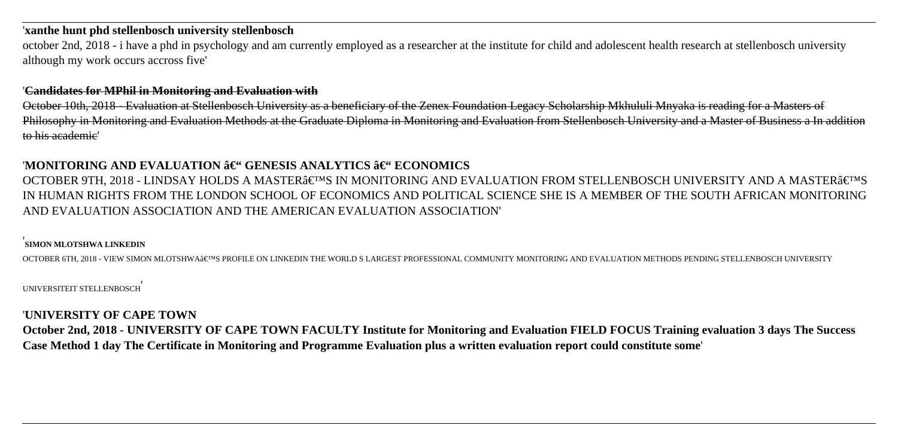'**xanthe hunt phd stellenbosch university stellenbosch**

october 2nd, 2018 - i have a phd in psychology and am currently employed as a researcher at the institute for child and adolescent health research at stellenbosch university although my work occurs accross five'

'**Candidates for MPhil in Monitoring and Evaluation with**

October 10th, 2018 - Evaluation at Stellenbosch University as a beneficiary of the Zenex Foundation Legacy Scholarship Mkhululi Mnyaka is reading for a Masters of Philosophy in Monitoring and Evaluation Methods at the Graduate Diploma in Monitoring and Evaluation from Stellenbosch University and a Master of Business a In addition to his academic'

'**MONITORING AND EVALUATION â€" GENESIS ANALYTICS â€" ECONOMICS**

OCTOBER 9TH, 2018 - LINDSAY HOLDS A MASTERâ€™S IN MONITORING AND EVALUATION FROM STELLENBOSCH UNIVERSITY AND A MASTERâ€™S IN HUMAN RIGHTS FROM THE LONDON SCHOOL OF ECONOMICS AND POLITICAL SCIENCE SHE IS A MEMBER OF THE SOUTH AFRICAN MONITORING AND EVALUATION ASSOCIATION AND THE AMERICAN EVALUATION ASSOCIATION'

'**SIMON MLOTSHWA LINKEDIN**

OCTOBER 6TH, 2018 - VIEW SIMON MLOTSHWAâ€™S PROFILE ON LINKEDIN THE WORLD S LARGEST PROFESSIONAL COMMUNITY MONITORING AND EVALUATION METHODS PENDING STELLENBOSCH UNIVERSITY UNIVERSITEIT STELLENBOSCH'

'**UNIVERSITY OF CAPE TOWN**

**October 2nd, 2018 - UNIVERSITY OF CAPE TOWN FACULTY Institute for Monitoring and Evaluation FIELD FOCUS Training evaluation 3 days The Success Case Method 1 day The Certificate in Monitoring and Programme Evaluation plus a written evaluation report could constitute some**'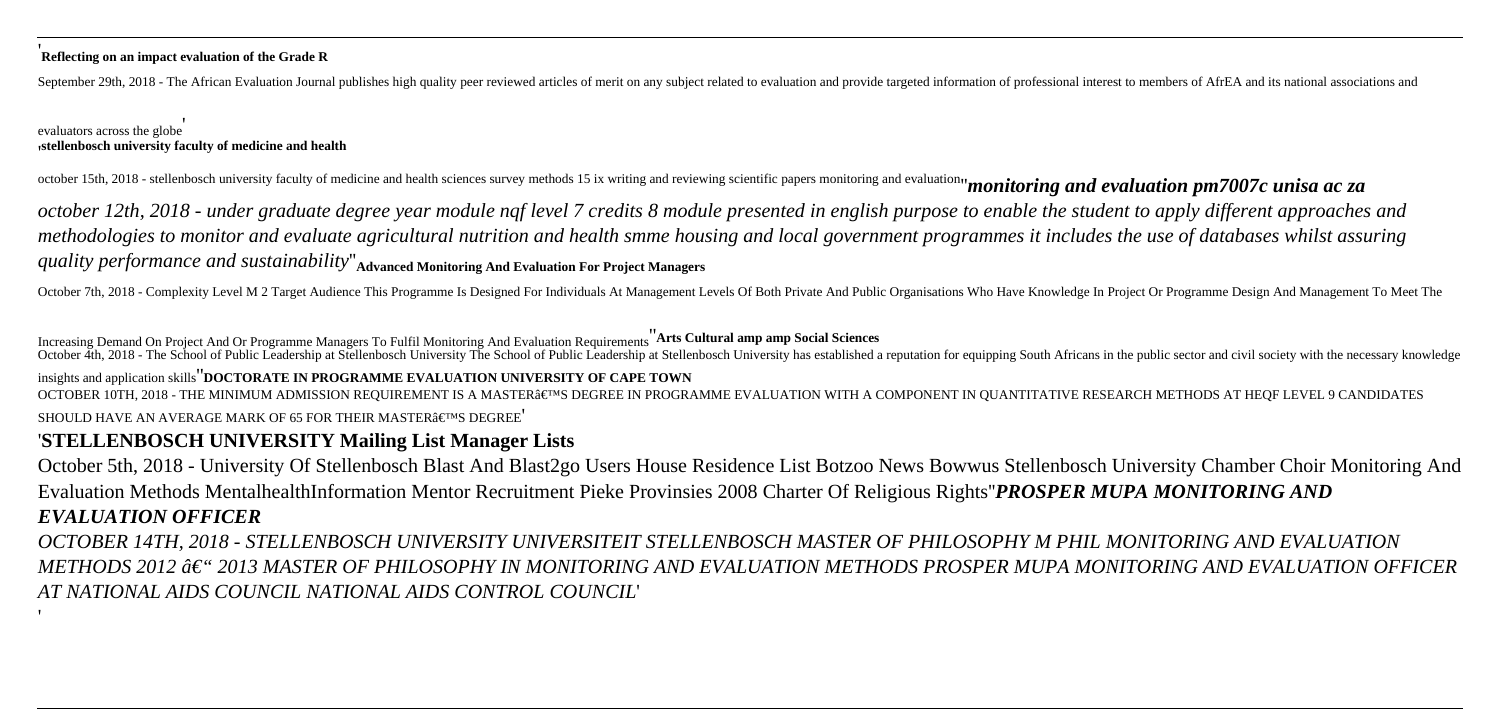'**Reflecting on an impact evaluation of the Grade R**

September 29th, 2018 - The African Evaluation Journal publishes high quality peer reviewed articles of merit on any subject related to evaluation and provide targeted information of professional interest to members of AfrEA and its national associations and evaluators across the globe'

'**stellenbosch university faculty of medicine and health**

october 15th, 2018 - stellenbosch university faculty of medicine and health sciences survey methods 15 ix writing and reviewing scientific papers monitoring and evaluation''***monitoring and evaluation pm7007c unisa ac za***

*october 12th, 2018 - under graduate degree year module nqf level 7 credits 8 module presented in english purpose to enable the student to apply different approaches and methodologies to monitor and evaluate agricultural nutrition and health smme housing and local government programmes it includes the use of databases whilst assuring quality performance and sustainability*''**Advanced Monitoring And Evaluation For Project Managers**

October 7th, 2018 - Complexity Level M 2 Target Audience This Programme Is Designed For Individuals At Management Levels Of Both Private And Public Organisations Who Have Knowledge In Project Or Programme Design And Management To Meet The Increasing Demand On Project And Or Programme Managers To Fulfil Monitoring And Evaluation Requirements''**Arts Cultural amp amp Social Sciences**

October 4th, 2018 - The School of Public Leadership at Stellenbosch University The School of Public Leadership at Stellenbosch University has established a reputation for equipping South Africans in the public sector and civil society with the necessary knowledge insights and application skills''**DOCTORATE IN PROGRAMME EVALUATION UNIVERSITY OF CAPE TOWN**

OCTOBER 10TH, 2018 - THE MINIMUM ADMISSION REQUIREMENT IS A MASTER'S DEGREE IN PROGRAMME EVALUATION WITH A COMPONENT IN QUANTITATIVE RESEARCH METHODS AT HEQF LEVEL 9 CANDIDATES SHOULD HAVE AN AVERAGE MARK OF 65 FOR THEIR MASTER'S DEGREE'

'**STELLENBOSCH UNIVERSITY Mailing List Manager Lists**

October 5th, 2018 - University Of Stellenbosch Blast And Blast2go Users House Residence List Botzoo News Bowwus Stellenbosch University Chamber Choir Monitoring And Evaluation Methods MentalhealthInformation Mentor Recruitment Pieke Provinsies 2008 Charter Of Religious Rights''***PROSPER MUPA MONITORING AND EVALUATION OFFICER***

*OCTOBER 14TH, 2018 - STELLENBOSCH UNIVERSITY UNIVERSITEIT STELLENBOSCH MASTER OF PHILOSOPHY M PHIL MONITORING AND EVALUATION METHODS 2012 – 2013 MASTER OF PHILOSOPHY IN MONITORING AND EVALUATION METHODS PROSPER MUPA MONITORING AND EVALUATION OFFICER AT NATIONAL AIDS COUNCIL NATIONAL AIDS CONTROL COUNCIL*'

'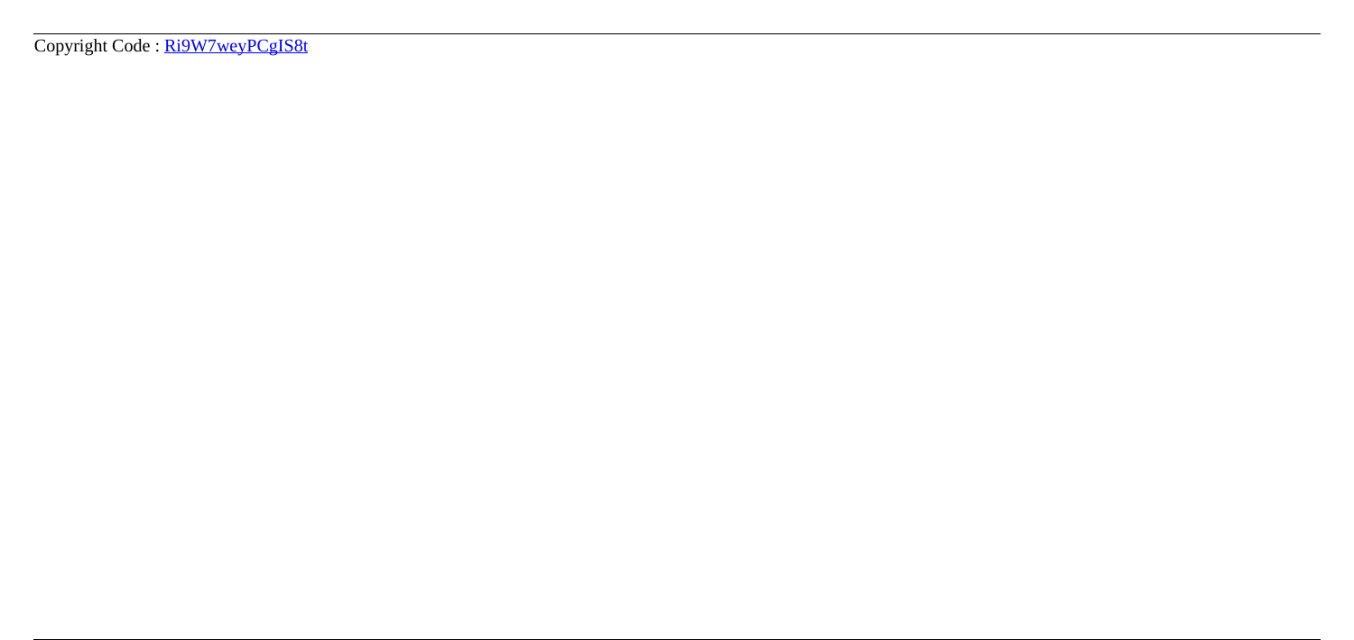Copyright Code : [Ri9W7weyPCgIS8t]